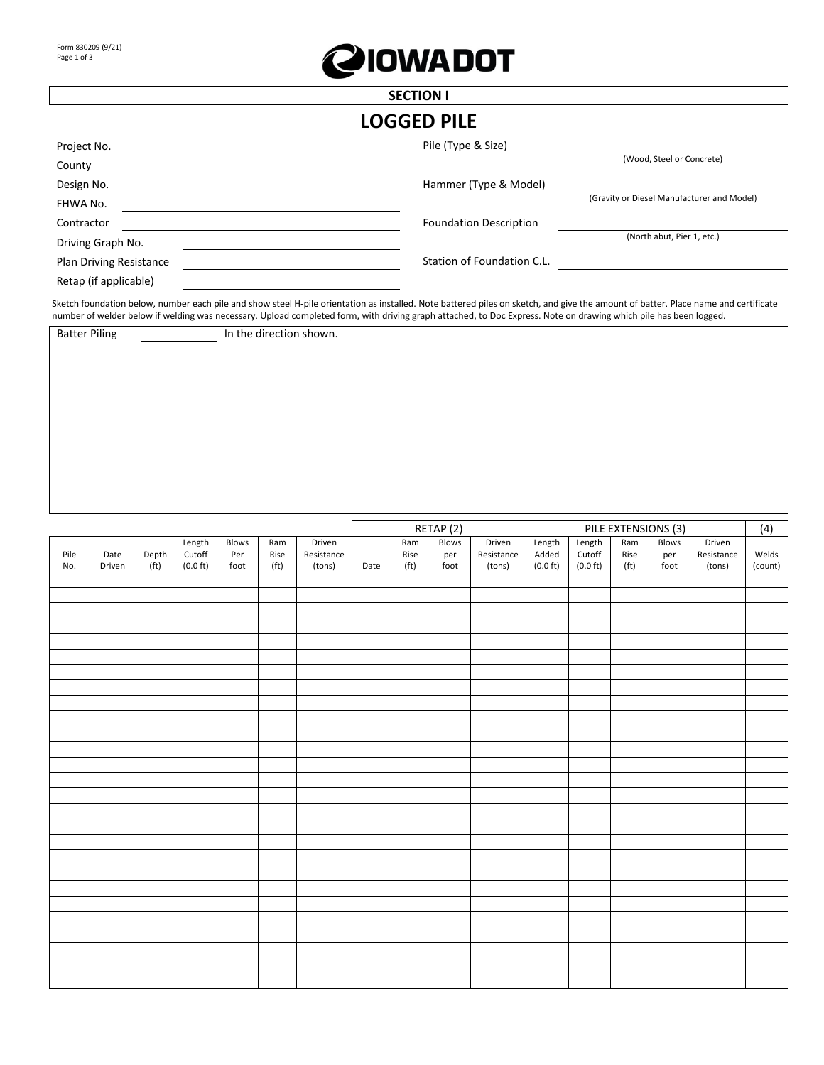Form 830209 (9/21)

IOWADOT

## SECTION I

# LOGGED PILE

Project No. ______________________

County ______________________

Design No. ______________________

FHWA No. ______________________

Contractor ______________________

Driving Graph No. ______________________

Plan Driving Resistance ______________________

Retap (if applicable) ______________________

Pile (Type & Size) ______________________
(Wood, Steel or Concrete)

Hammer (Type & Model) ______________________
(Gravity or Diesel Manufacturer and Model)

Foundation Description ______________________
(North abut, Pier 1, etc.)

Station of Foundation C.L. ______________________

Sketch foundation below, number each pile and show steel H-pile orientation as installed. Note battered piles on sketch, and give the amount of batter. Place name and certificate number of welder below if welding was necessary. Upload completed form, with driving graph attached, to Doc Express. Note on drawing which pile has been logged.

Batter Piling __________ In the direction shown.

| | | | | | | | RETAP (2) | | | | PILE EXTENSIONS (3) | | | | | (4) |
|---|---|---|---|---|---|---|---|---|---|---|---|---|---|---|---|---|
| Pile No. | Date Driven | Depth (ft) | Length Cutoff (0.0 ft) | Blows Per foot | Ram Rise (ft) | Driven Resistance (tons) | Date | Ram Rise (ft) | Blows per foot | Driven Resistance (tons) | Length Added (0.0 ft) | Length Cutoff (0.0 ft) | Ram Rise (ft) | Blows per foot | Driven Resistance (tons) | Welds (count) |
| | | | | | | | | | | | | | | | | |
| | | | | | | | | | | | | | | | | |
| | | | | | | | | | | | | | | | | |
| | | | | | | | | | | | | | | | | |
| | | | | | | | | | | | | | | | | |
| | | | | | | | | | | | | | | | | |
| | | | | | | | | | | | | | | | | |
| | | | | | | | | | | | | | | | | |
| | | | | | | | | | | | | | | | | |
| | | | | | | | | | | | | | | | | |
| | | | | | | | | | | | | | | | | |
| | | | | | | | | | | | | | | | | |
| | | | | | | | | | | | | | | | | |
| | | | | | | | | | | | | | | | | |
| | | | | | | | | | | | | | | | | |
| | | | | | | | | | | | | | | | | |
| | | | | | | | | | | | | | | | | |
| | | | | | | | | | | | | | | | | |
| | | | | | | | | | | | | | | | | |
| | | | | | | | | | | | | | | | | |
| | | | | | | | | | | | | | | | | |
| | | | | | | | | | | | | | | | | |
| | | | | | | | | | | | | | | | | |
| | | | | | | | | | | | | | | | | |
| | | | | | | | | | | | | | | | | |
| | | | | | | | | | | | | | | | | |
| | | | | | | | | | | | | | | | | |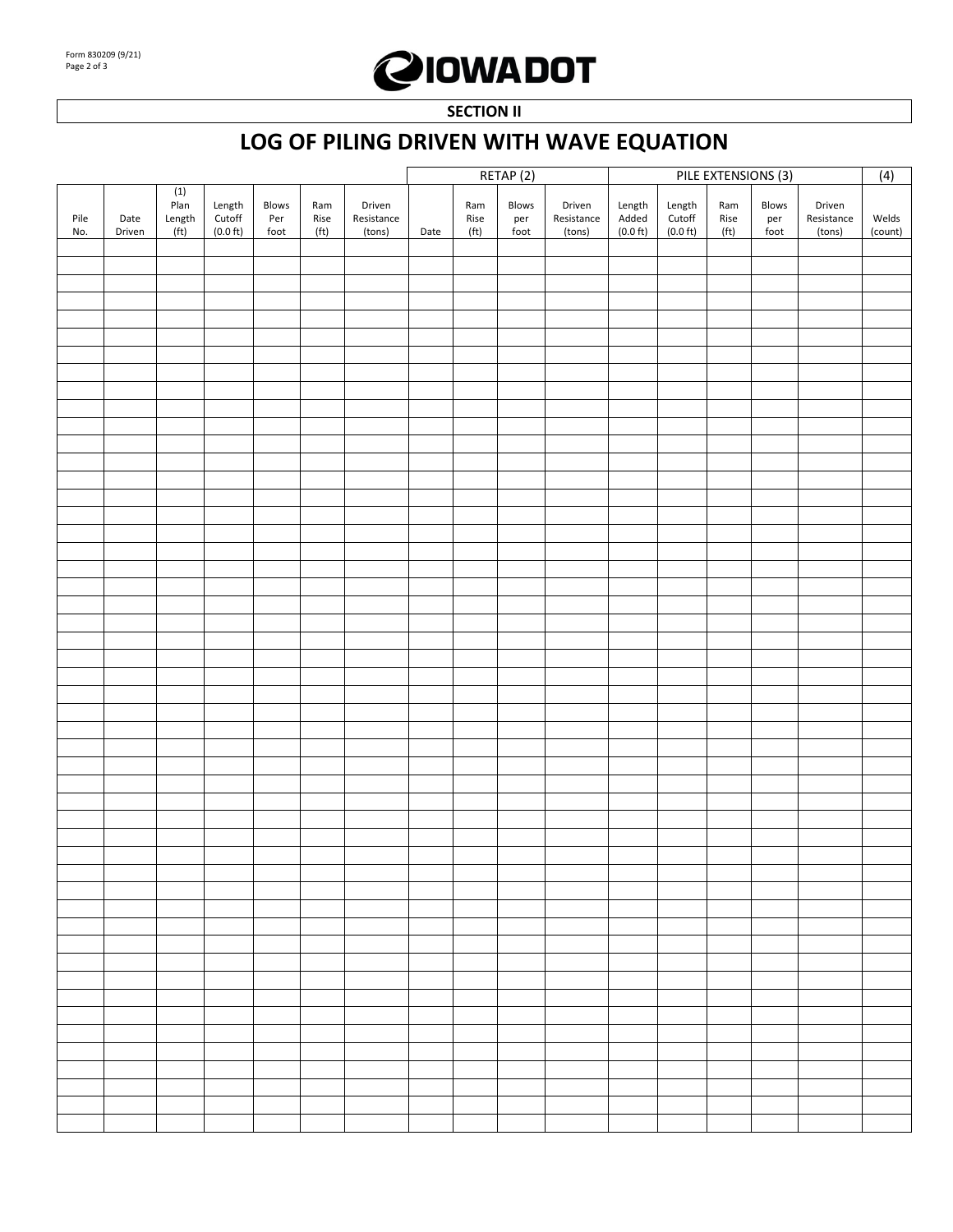Form 830209 (9/21)

IOWADOT

**SECTION II**

# LOG OF PILING DRIVEN WITH WAVE EQUATION

| | | | | | | | RETAP (2) | | | | PILE EXTENSIONS (3) | | | | | (4) |
|---|---|---|---|---|---|---|---|---|---|---|---|---|---|---|---|---|
| Pile No. | Date Driven | (1) Plan Length (ft) | Length Cutoff (0.0 ft) | Blows Per foot | Ram Rise (ft) | Driven Resistance (tons) | Date | Ram Rise (ft) | Blows per foot | Driven Resistance (tons) | Length Added (0.0 ft) | Length Cutoff (0.0 ft) | Ram Rise (ft) | Blows per foot | Driven Resistance (tons) | Welds (count) |
| | | | | | | | | | | | | | | | | |
| | | | | | | | | | | | | | | | | |
| | | | | | | | | | | | | | | | | |
| | | | | | | | | | | | | | | | | |
| | | | | | | | | | | | | | | | | |
| | | | | | | | | | | | | | | | | |
| | | | | | | | | | | | | | | | | |
| | | | | | | | | | | | | | | | | |
| | | | | | | | | | | | | | | | | |
| | | | | | | | | | | | | | | | | |
| | | | | | | | | | | | | | | | | |
| | | | | | | | | | | | | | | | | |
| | | | | | | | | | | | | | | | | |
| | | | | | | | | | | | | | | | | |
| | | | | | | | | | | | | | | | | |
| | | | | | | | | | | | | | | | | |
| | | | | | | | | | | | | | | | | |
| | | | | | | | | | | | | | | | | |
| | | | | | | | | | | | | | | | | |
| | | | | | | | | | | | | | | | | |
| | | | | | | | | | | | | | | | | |
| | | | | | | | | | | | | | | | | |
| | | | | | | | | | | | | | | | | |
| | | | | | | | | | | | | | | | | |
| | | | | | | | | | | | | | | | | |
| | | | | | | | | | | | | | | | | |
| | | | | | | | | | | | | | | | | |
| | | | | | | | | | | | | | | | | |
| | | | | | | | | | | | | | | | | |
| | | | | | | | | | | | | | | | | |
| | | | | | | | | | | | | | | | | |
| | | | | | | | | | | | | | | | | |
| | | | | | | | | | | | | | | | | |
| | | | | | | | | | | | | | | | | |
| | | | | | | | | | | | | | | | | |
| | | | | | | | | | | | | | | | | |
| | | | | | | | | | | | | | | | | |
| | | | | | | | | | | | | | | | | |
| | | | | | | | | | | | | | | | | |
| | | | | | | | | | | | | | | | | |
| | | | | | | | | | | | | | | | | |
| | | | | | | | | | | | | | | | | |
| | | | | | | | | | | | | | | | | |
| | | | | | | | | | | | | | | | | |
| | | | | | | | | | | | | | | | | |
| | | | | | | | | | | | | | | | | |
| | | | | | | | | | | | | | | | | |
| | | | | | | | | | | | | | | | | |
| | | | | | | | | | | | | | | | | |
| | | | | | | | | | | | | | | | | |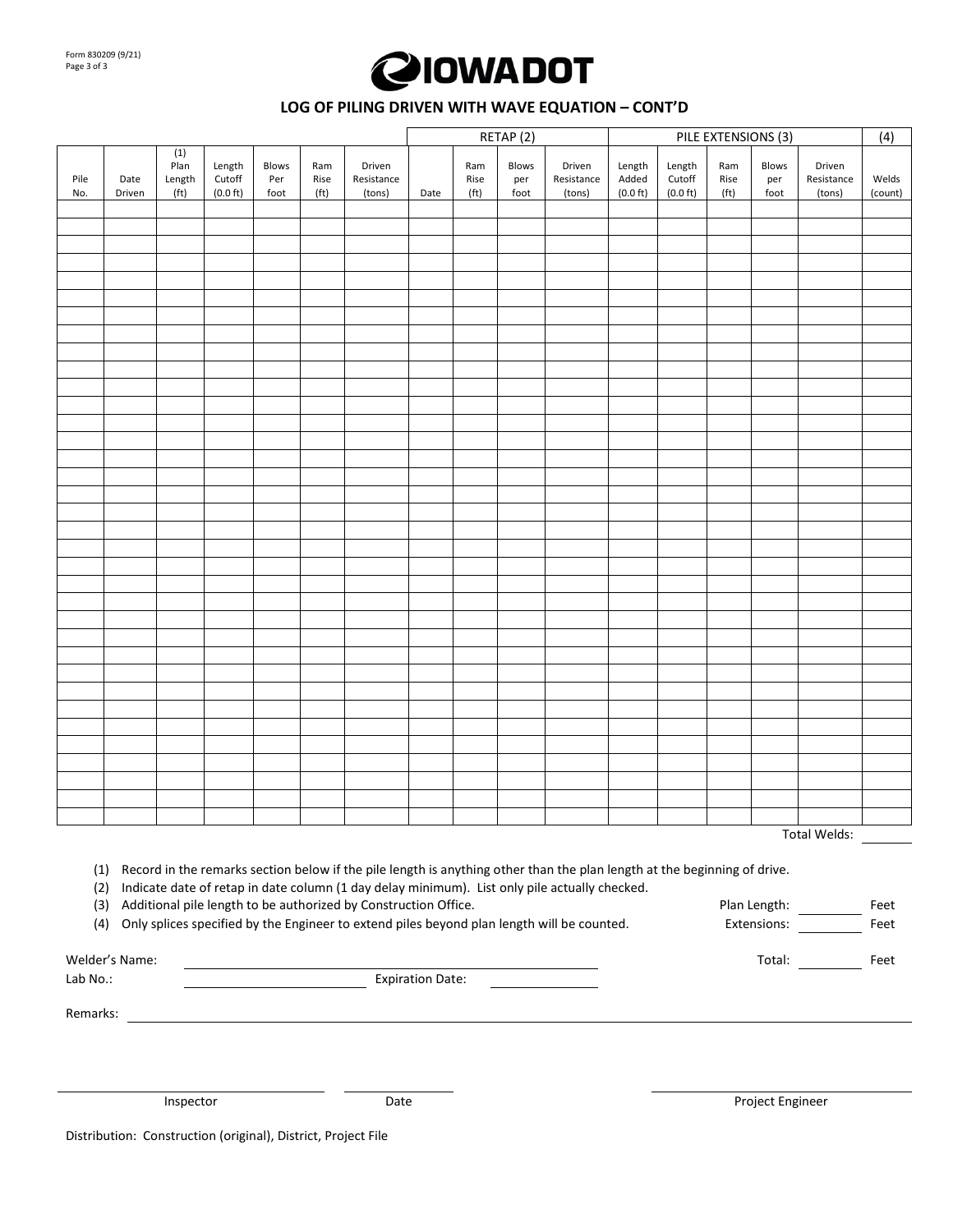Form 830209 (9/21)

# IOWADOT

## LOG OF PILING DRIVEN WITH WAVE EQUATION – CONT'D

| | | | | | | | RETAP (2) | | | | PILE EXTENSIONS (3) | | | | | (4) |
|---|---|---|---|---|---|---|---|---|---|---|---|---|---|---|---|---|
| Pile No. | Date Driven | (1) Plan Length (ft) | Length Cutoff (0.0 ft) | Blows Per foot | Ram Rise (ft) | Driven Resistance (tons) | Date | Ram Rise (ft) | Blows per foot | Driven Resistance (tons) | Length Added (0.0 ft) | Length Cutoff (0.0 ft) | Ram Rise (ft) | Blows per foot | Driven Resistance (tons) | Welds (count) |
| | | | | | | | | | | | | | | | | |
| | | | | | | | | | | | | | | | | |
| | | | | | | | | | | | | | | | | |
| | | | | | | | | | | | | | | | | |
| | | | | | | | | | | | | | | | | |
| | | | | | | | | | | | | | | | | |
| | | | | | | | | | | | | | | | | |
| | | | | | | | | | | | | | | | | |
| | | | | | | | | | | | | | | | | |
| | | | | | | | | | | | | | | | | |
| | | | | | | | | | | | | | | | | |
| | | | | | | | | | | | | | | | | |
| | | | | | | | | | | | | | | | | |
| | | | | | | | | | | | | | | | | |
| | | | | | | | | | | | | | | | | |
| | | | | | | | | | | | | | | | | |
| | | | | | | | | | | | | | | | | |
| | | | | | | | | | | | | | | | | |
| | | | | | | | | | | | | | | | | |
| | | | | | | | | | | | | | | | | |
| | | | | | | | | | | | | | | | | |
| | | | | | | | | | | | | | | | | |
| | | | | | | | | | | | | | | | | |
| | | | | | | | | | | | | | | | | |
| | | | | | | | | | | | | | | | | |
| | | | | | | | | | | | | | | | | |
| | | | | | | | | | | | | | | | | |
| | | | | | | | | | | | | | | | | |
| | | | | | | | | | | | | | | | | |
| | | | | | | | | | | | | | | | | |
| | | | | | | | | | | | | | | | | |
| | | | | | | | | | | | | | | | | |
| | | | | | | | | | | | | | | | | |
| | | | | | | | | | | | | | | | | |
| | | | | | | | | | | | | | | | | |
| | | | | | | | | | | | | | | | | |
| | | | | | | | | | | | | | | | | |
| | | | | | | | | | | | | | | | | |

Total Welds: ______

(1) Record in the remarks section below if the pile length is anything other than the plan length at the beginning of drive.
(2) Indicate date of retap in date column (1 day delay minimum). List only pile actually checked.
(3) Additional pile length to be authorized by Construction Office.
(4) Only splices specified by the Engineer to extend piles beyond plan length will be counted.

Plan Length: ______ Feet
Extensions: ______ Feet
Total: ______ Feet

Welder's Name: ______________________

Lab No.: ______________ Expiration Date: ______________

Remarks: ______________________

______________________ Inspector ______________ Date ______________________ Project Engineer

Distribution: Construction (original), District, Project File